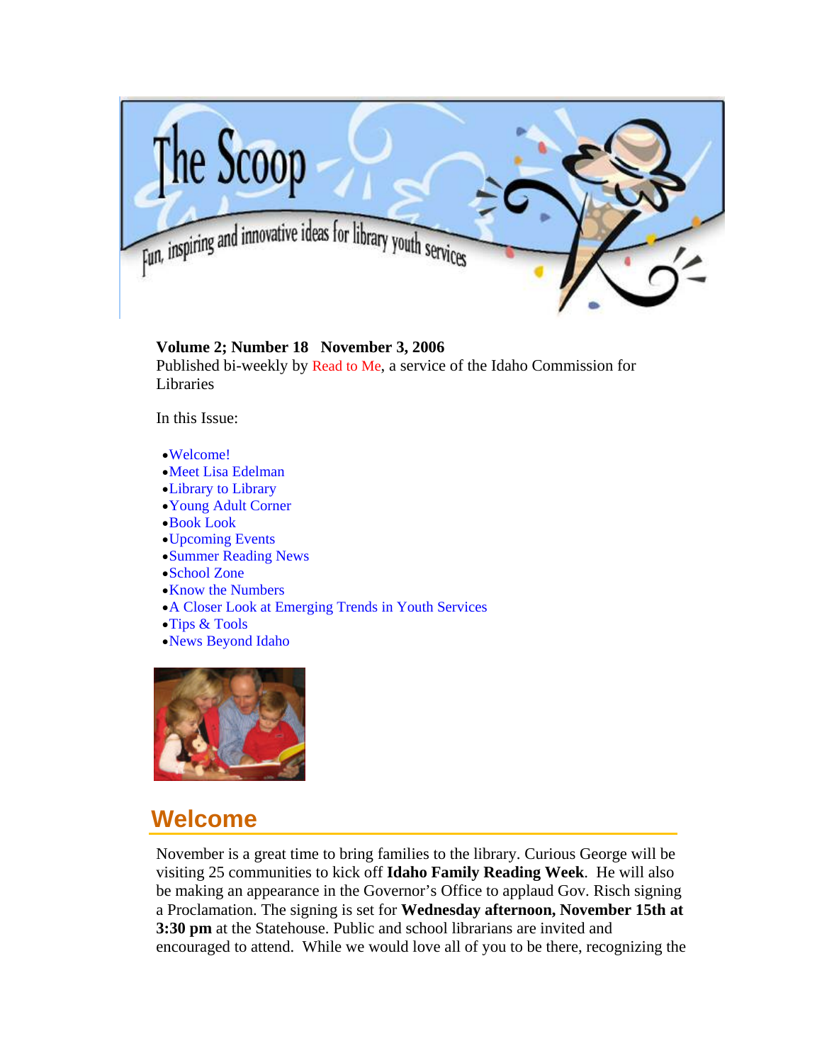# The Scoop

Fun, inspiring and innovative ideas for library youth services

**Volume 2; Number 18   November 3, 2006**
Published bi-weekly by Read to Me, a service of the Idaho Commission for Libraries

In this Issue:

- Welcome!
- Meet Lisa Edelman
- Library to Library
- Young Adult Corner
- Book Look
- Upcoming Events
- Summer Reading News
- School Zone
- Know the Numbers
- A Closer Look at Emerging Trends in Youth Services
- Tips & Tools
- News Beyond Idaho

## Welcome

November is a great time to bring families to the library. Curious George will be visiting 25 communities to kick off **Idaho Family Reading Week**. He will also be making an appearance in the Governor's Office to applaud Gov. Risch signing a Proclamation. The signing is set for **Wednesday afternoon, November 15th at 3:30 pm** at the Statehouse. Public and school librarians are invited and encouraged to attend. While we would love all of you to be there, recognizing the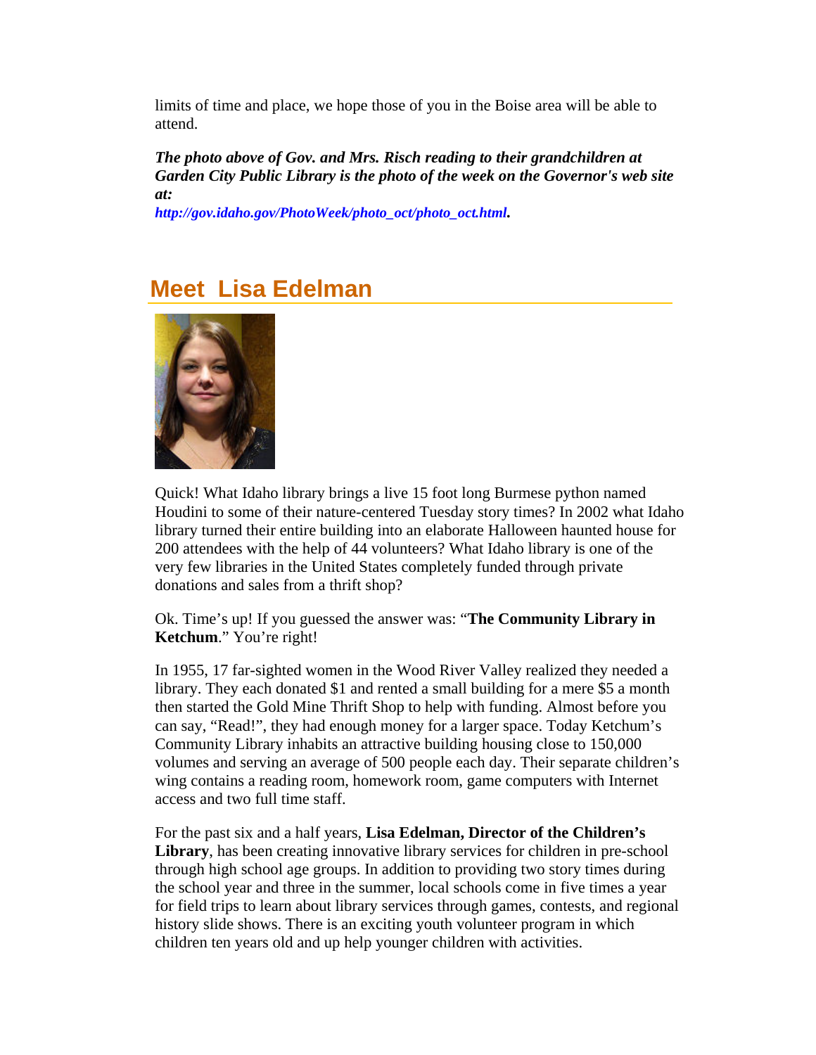limits of time and place, we hope those of you in the Boise area will be able to attend.

***The photo above of Gov. and Mrs. Risch reading to their grandchildren at Garden City Public Library is the photo of the week on the Governor's web site at:***
***http://gov.idaho.gov/PhotoWeek/photo_oct/photo_oct.html.***

## Meet Lisa Edelman

Quick! What Idaho library brings a live 15 foot long Burmese python named Houdini to some of their nature-centered Tuesday story times? In 2002 what Idaho library turned their entire building into an elaborate Halloween haunted house for 200 attendees with the help of 44 volunteers? What Idaho library is one of the very few libraries in the United States completely funded through private donations and sales from a thrift shop?

Ok. Time's up! If you guessed the answer was: "**The Community Library in Ketchum**." You're right!

In 1955, 17 far-sighted women in the Wood River Valley realized they needed a library. They each donated $1 and rented a small building for a mere $5 a month then started the Gold Mine Thrift Shop to help with funding. Almost before you can say, "Read!", they had enough money for a larger space. Today Ketchum's Community Library inhabits an attractive building housing close to 150,000 volumes and serving an average of 500 people each day. Their separate children's wing contains a reading room, homework room, game computers with Internet access and two full time staff.

For the past six and a half years, **Lisa Edelman, Director of the Children's Library**, has been creating innovative library services for children in pre-school through high school age groups. In addition to providing two story times during the school year and three in the summer, local schools come in five times a year for field trips to learn about library services through games, contests, and regional history slide shows. There is an exciting youth volunteer program in which children ten years old and up help younger children with activities.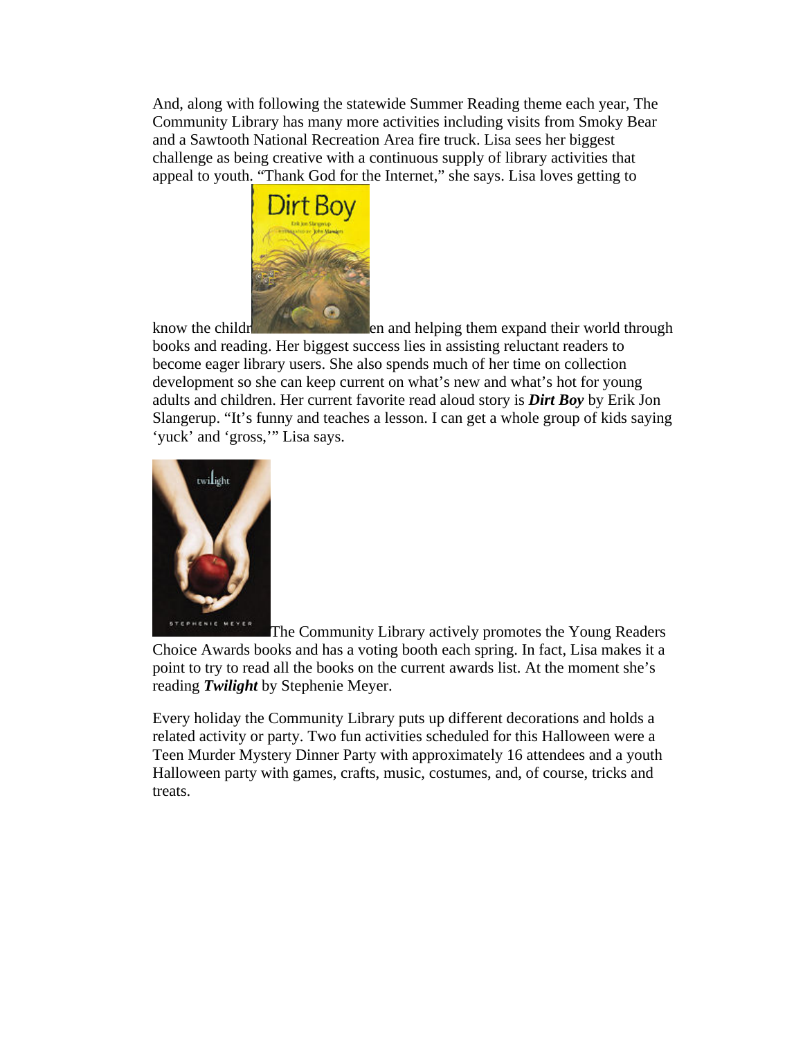And, along with following the statewide Summer Reading theme each year, The Community Library has many more activities including visits from Smoky Bear and a Sawtooth National Recreation Area fire truck. Lisa sees her biggest challenge as being creative with a continuous supply of library activities that appeal to youth. "Thank God for the Internet," she says. Lisa loves getting to know the children and helping them expand their world through books and reading. Her biggest success lies in assisting reluctant readers to become eager library users. She also spends much of her time on collection development so she can keep current on what's new and what's hot for young adults and children. Her current favorite read aloud story is ***Dirt Boy*** by Erik Jon Slangerup. "It's funny and teaches a lesson. I can get a whole group of kids saying 'yuck' and 'gross,'" Lisa says.

The Community Library actively promotes the Young Readers Choice Awards books and has a voting booth each spring. In fact, Lisa makes it a point to try to read all the books on the current awards list. At the moment she's reading ***Twilight*** by Stephenie Meyer.

Every holiday the Community Library puts up different decorations and holds a related activity or party. Two fun activities scheduled for this Halloween were a Teen Murder Mystery Dinner Party with approximately 16 attendees and a youth Halloween party with games, crafts, music, costumes, and, of course, tricks and treats.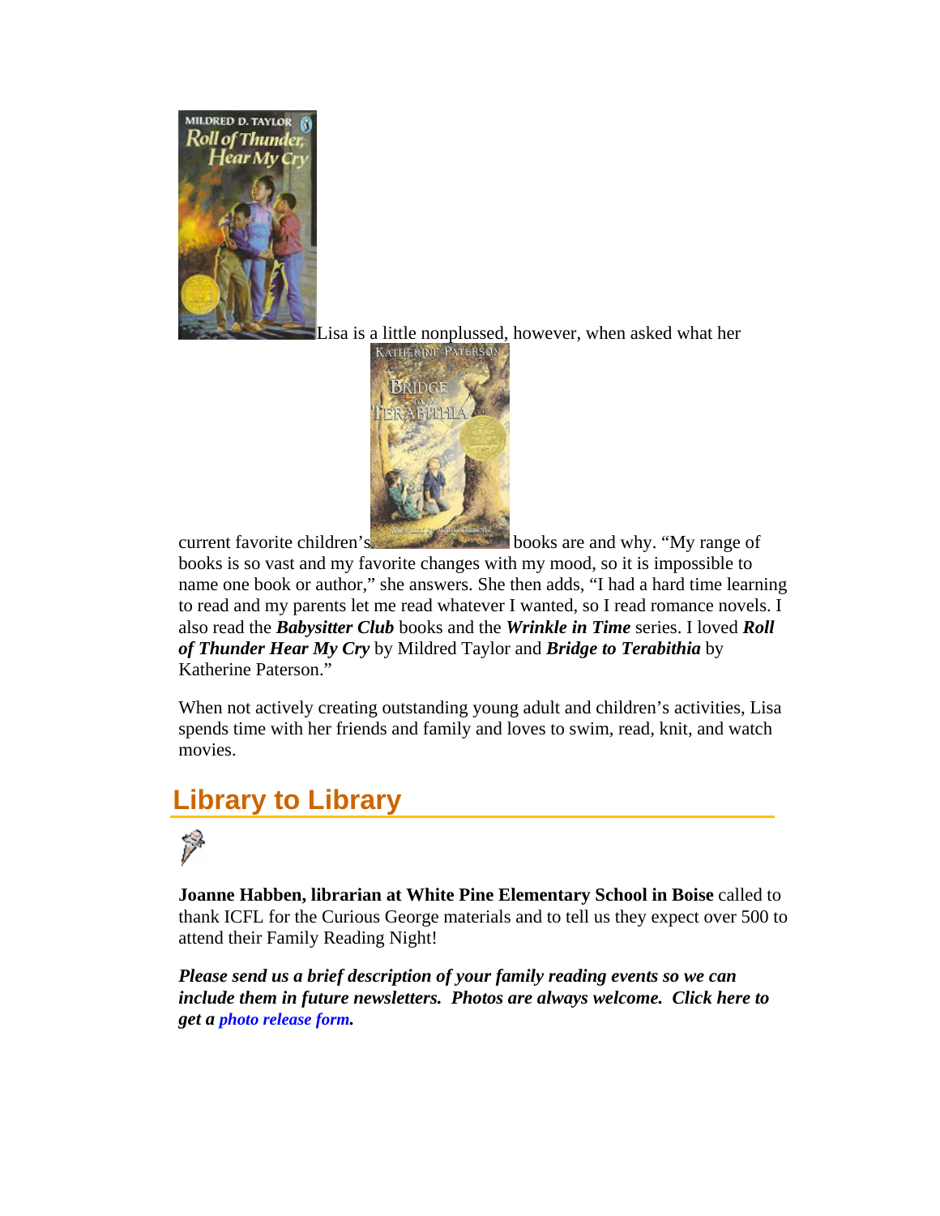Lisa is a little nonplussed, however, when asked what her current favorite children's books are and why. "My range of books is so vast and my favorite changes with my mood, so it is impossible to name one book or author," she answers. She then adds, "I had a hard time learning to read and my parents let me read whatever I wanted, so I read romance novels. I also read the ***Babysitter Club*** books and the ***Wrinkle in Time*** series. I loved ***Roll of Thunder Hear My Cry*** by Mildred Taylor and ***Bridge to Terabithia*** by Katherine Paterson."

When not actively creating outstanding young adult and children's activities, Lisa spends time with her friends and family and loves to swim, read, knit, and watch movies.

## Library to Library

**Joanne Habben, librarian at White Pine Elementary School in Boise** called to thank ICFL for the Curious George materials and to tell us they expect over 500 to attend their Family Reading Night!

***Please send us a brief description of your family reading events so we can include them in future newsletters. Photos are always welcome. Click here to get a photo release form.***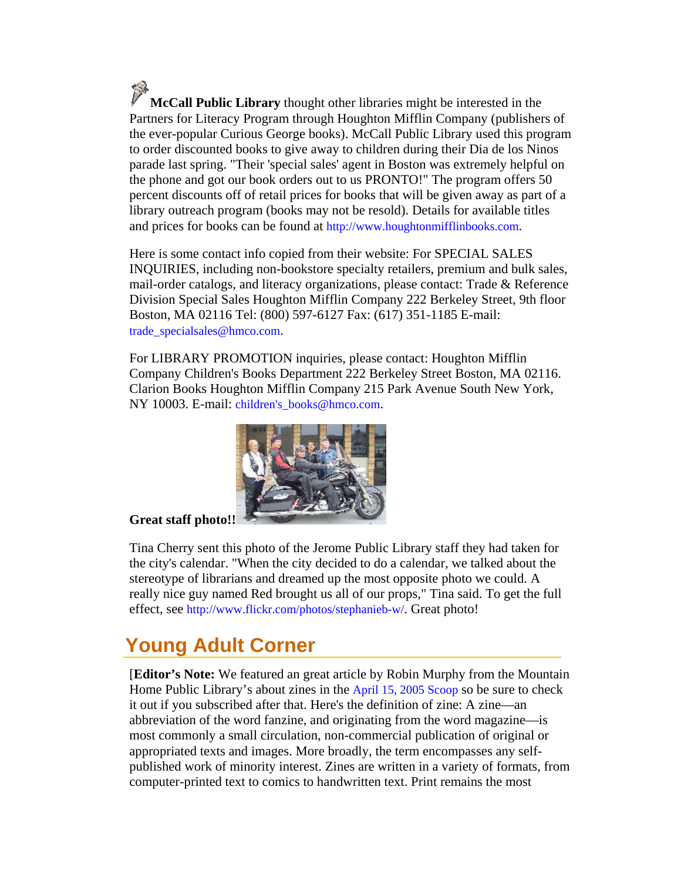**McCall Public Library** thought other libraries might be interested in the Partners for Literacy Program through Houghton Mifflin Company (publishers of the ever-popular Curious George books). McCall Public Library used this program to order discounted books to give away to children during their Dia de los Ninos parade last spring. "Their 'special sales' agent in Boston was extremely helpful on the phone and got our book orders out to us PRONTO!" The program offers 50 percent discounts off of retail prices for books that will be given away as part of a library outreach program (books may not be resold). Details for available titles and prices for books can be found at http://www.houghtonmifflinbooks.com.

Here is some contact info copied from their website: For SPECIAL SALES INQUIRIES, including non-bookstore specialty retailers, premium and bulk sales, mail-order catalogs, and literacy organizations, please contact: Trade & Reference Division Special Sales Houghton Mifflin Company 222 Berkeley Street, 9th floor Boston, MA 02116 Tel: (800) 597-6127 Fax: (617) 351-1185 E-mail: trade_specialsales@hmco.com.

For LIBRARY PROMOTION inquiries, please contact: Houghton Mifflin Company Children's Books Department 222 Berkeley Street Boston, MA 02116. Clarion Books Houghton Mifflin Company 215 Park Avenue South New York, NY 10003. E-mail: children's_books@hmco.com.

**Great staff photo!!**

Tina Cherry sent this photo of the Jerome Public Library staff they had taken for the city's calendar. "When the city decided to do a calendar, we talked about the stereotype of librarians and dreamed up the most opposite photo we could. A really nice guy named Red brought us all of our props," Tina said. To get the full effect, see http://www.flickr.com/photos/stephanieb-w/. Great photo!

## Young Adult Corner

[**Editor's Note:** We featured an great article by Robin Murphy from the Mountain Home Public Library's about zines in the April 15, 2005 Scoop so be sure to check it out if you subscribed after that. Here's the definition of zine: A zine—an abbreviation of the word fanzine, and originating from the word magazine—is most commonly a small circulation, non-commercial publication of original or appropriated texts and images. More broadly, the term encompasses any self-published work of minority interest. Zines are written in a variety of formats, from computer-printed text to comics to handwritten text. Print remains the most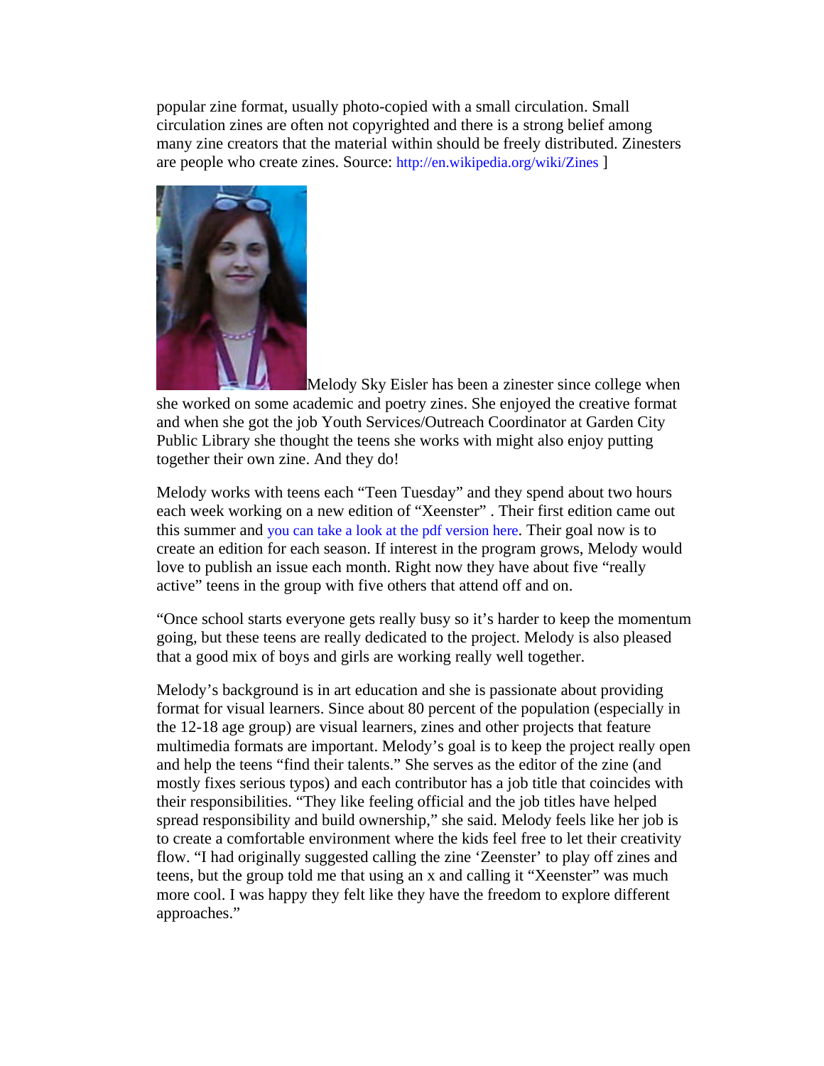popular zine format, usually photo-copied with a small circulation. Small circulation zines are often not copyrighted and there is a strong belief among many zine creators that the material within should be freely distributed. Zinesters are people who create zines. Source: http://en.wikipedia.org/wiki/Zines ]

Melody Sky Eisler has been a zinester since college when she worked on some academic and poetry zines. She enjoyed the creative format and when she got the job Youth Services/Outreach Coordinator at Garden City Public Library she thought the teens she works with might also enjoy putting together their own zine. And they do!

Melody works with teens each "Teen Tuesday" and they spend about two hours each week working on a new edition of "Xeenster" . Their first edition came out this summer and you can take a look at the pdf version here. Their goal now is to create an edition for each season. If interest in the program grows, Melody would love to publish an issue each month. Right now they have about five "really active" teens in the group with five others that attend off and on.

"Once school starts everyone gets really busy so it's harder to keep the momentum going, but these teens are really dedicated to the project. Melody is also pleased that a good mix of boys and girls are working really well together.

Melody's background is in art education and she is passionate about providing format for visual learners. Since about 80 percent of the population (especially in the 12-18 age group) are visual learners, zines and other projects that feature multimedia formats are important. Melody's goal is to keep the project really open and help the teens "find their talents." She serves as the editor of the zine (and mostly fixes serious typos) and each contributor has a job title that coincides with their responsibilities. "They like feeling official and the job titles have helped spread responsibility and build ownership," she said. Melody feels like her job is to create a comfortable environment where the kids feel free to let their creativity flow. "I had originally suggested calling the zine 'Zeenster' to play off zines and teens, but the group told me that using an x and calling it "Xeenster" was much more cool. I was happy they felt like they have the freedom to explore different approaches."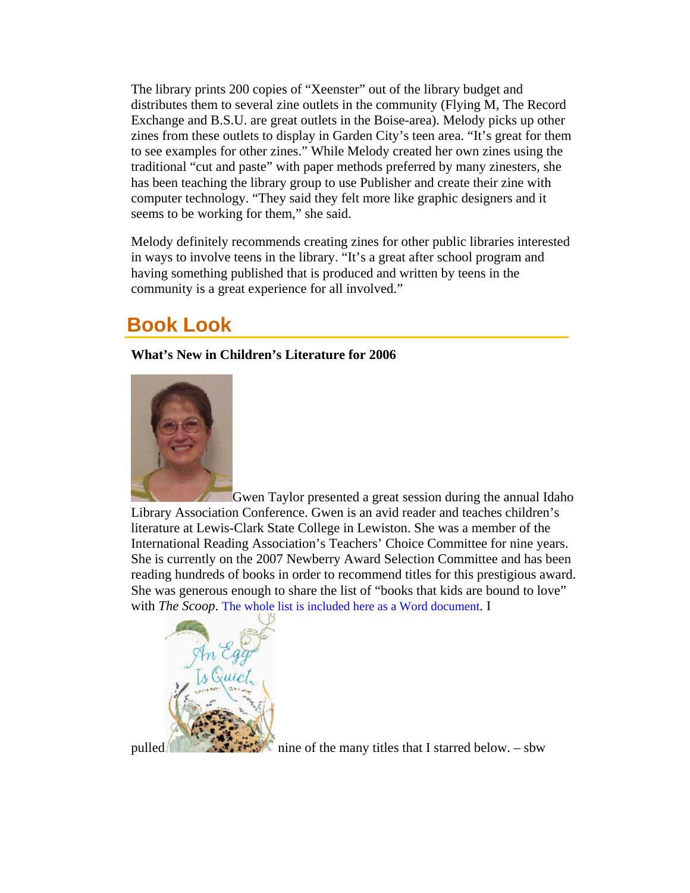The library prints 200 copies of "Xeenster" out of the library budget and distributes them to several zine outlets in the community (Flying M, The Record Exchange and B.S.U. are great outlets in the Boise-area). Melody picks up other zines from these outlets to display in Garden City's teen area. "It's great for them to see examples for other zines." While Melody created her own zines using the traditional "cut and paste" with paper methods preferred by many zinesters, she has been teaching the library group to use Publisher and create their zine with computer technology. "They said they felt more like graphic designers and it seems to be working for them," she said.

Melody definitely recommends creating zines for other public libraries interested in ways to involve teens in the library. "It's a great after school program and having something published that is produced and written by teens in the community is a great experience for all involved."

## Book Look

**What's New in Children's Literature for 2006**

Gwen Taylor presented a great session during the annual Idaho Library Association Conference. Gwen is an avid reader and teaches children's literature at Lewis-Clark State College in Lewiston. She was a member of the International Reading Association's Teachers' Choice Committee for nine years. She is currently on the 2007 Newberry Award Selection Committee and has been reading hundreds of books in order to recommend titles for this prestigious award. She was generous enough to share the list of "books that kids are bound to love" with *The Scoop*. The whole list is included here as a Word document. I pulled nine of the many titles that I starred below. – sbw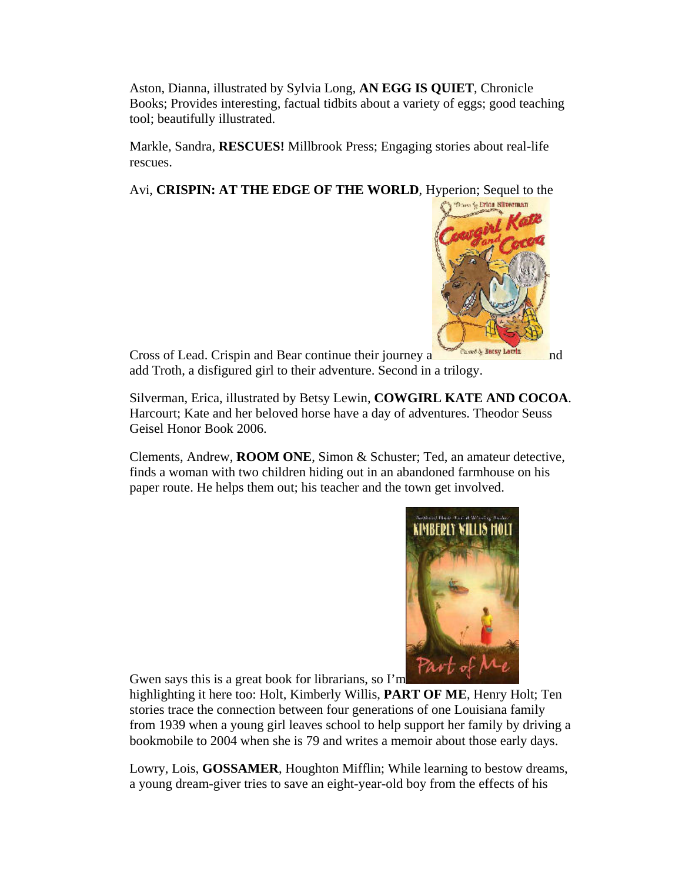Aston, Dianna, illustrated by Sylvia Long, **AN EGG IS QUIET**, Chronicle Books; Provides interesting, factual tidbits about a variety of eggs; good teaching tool; beautifully illustrated.

Markle, Sandra, **RESCUES!** Millbrook Press; Engaging stories about real-life rescues.

Avi, **CRISPIN: AT THE EDGE OF THE WORLD**, Hyperion; Sequel to the Cross of Lead. Crispin and Bear continue their journey and add Troth, a disfigured girl to their adventure. Second in a trilogy.

Silverman, Erica, illustrated by Betsy Lewin, **COWGIRL KATE AND COCOA**. Harcourt; Kate and her beloved horse have a day of adventures. Theodor Seuss Geisel Honor Book 2006.

Clements, Andrew, **ROOM ONE**, Simon & Schuster; Ted, an amateur detective, finds a woman with two children hiding out in an abandoned farmhouse on his paper route. He helps them out; his teacher and the town get involved.

Gwen says this is a great book for librarians, so I'm highlighting it here too: Holt, Kimberly Willis, **PART OF ME**, Henry Holt; Ten stories trace the connection between four generations of one Louisiana family from 1939 when a young girl leaves school to help support her family by driving a bookmobile to 2004 when she is 79 and writes a memoir about those early days.

Lowry, Lois, **GOSSAMER**, Houghton Mifflin; While learning to bestow dreams, a young dream-giver tries to save an eight-year-old boy from the effects of his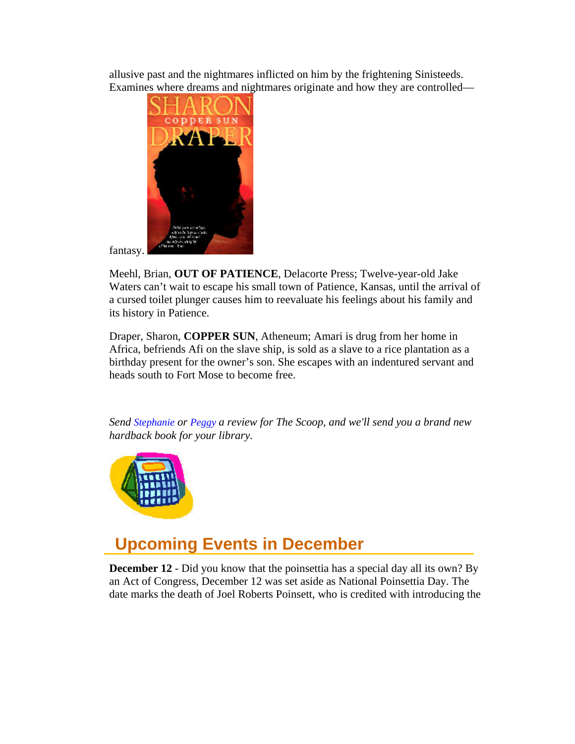allusive past and the nightmares inflicted on him by the frightening Sinisteeds. Examines where dreams and nightmares originate and how they are controlled—fantasy.

Meehl, Brian, **OUT OF PATIENCE**, Delacorte Press; Twelve-year-old Jake Waters can't wait to escape his small town of Patience, Kansas, until the arrival of a cursed toilet plunger causes him to reevaluate his feelings about his family and its history in Patience.

Draper, Sharon, **COPPER SUN**, Atheneum; Amari is drug from her home in Africa, befriends Afi on the slave ship, is sold as a slave to a rice plantation as a birthday present for the owner's son. She escapes with an indentured servant and heads south to Fort Mose to become free.

*Send Stephanie or Peggy a review for The Scoop, and we'll send you a brand new hardback book for your library.*

## Upcoming Events in December

**December 12** - Did you know that the poinsettia has a special day all its own? By an Act of Congress, December 12 was set aside as National Poinsettia Day. The date marks the death of Joel Roberts Poinsett, who is credited with introducing the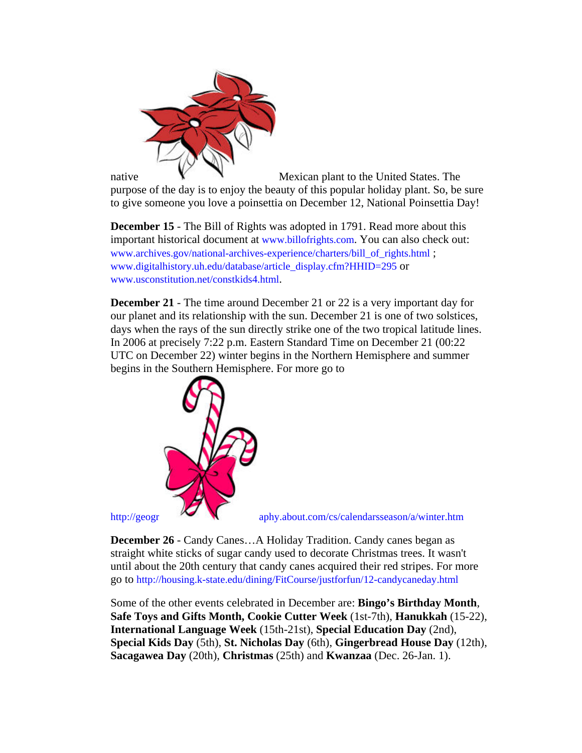native Mexican plant to the United States. The purpose of the day is to enjoy the beauty of this popular holiday plant. So, be sure to give someone you love a poinsettia on December 12, National Poinsettia Day!

**December 15** - The Bill of Rights was adopted in 1791. Read more about this important historical document at www.billofrights.com. You can also check out: www.archives.gov/national-archives-experience/charters/bill_of_rights.html ; www.digitalhistory.uh.edu/database/article_display.cfm?HHID=295 or www.usconstitution.net/constkids4.html.

**December 21** - The time around December 21 or 22 is a very important day for our planet and its relationship with the sun. December 21 is one of two solstices, days when the rays of the sun directly strike one of the two tropical latitude lines. In 2006 at precisely 7:22 p.m. Eastern Standard Time on December 21 (00:22 UTC on December 22) winter begins in the Northern Hemisphere and summer begins in the Southern Hemisphere. For more go to http://geography.about.com/cs/calendarsseason/a/winter.htm

**December 26** - Candy Canes…A Holiday Tradition. Candy canes began as straight white sticks of sugar candy used to decorate Christmas trees. It wasn't until about the 20th century that candy canes acquired their red stripes. For more go to http://housing.k-state.edu/dining/FitCourse/justforfun/12-candycaneday.html

Some of the other events celebrated in December are: **Bingo's Birthday Month**, **Safe Toys and Gifts Month, Cookie Cutter Week** (1st-7th), **Hanukkah** (15-22), **International Language Week** (15th-21st), **Special Education Day** (2nd), **Special Kids Day** (5th), **St. Nicholas Day** (6th), **Gingerbread House Day** (12th), **Sacagawea Day** (20th), **Christmas** (25th) and **Kwanzaa** (Dec. 26-Jan. 1).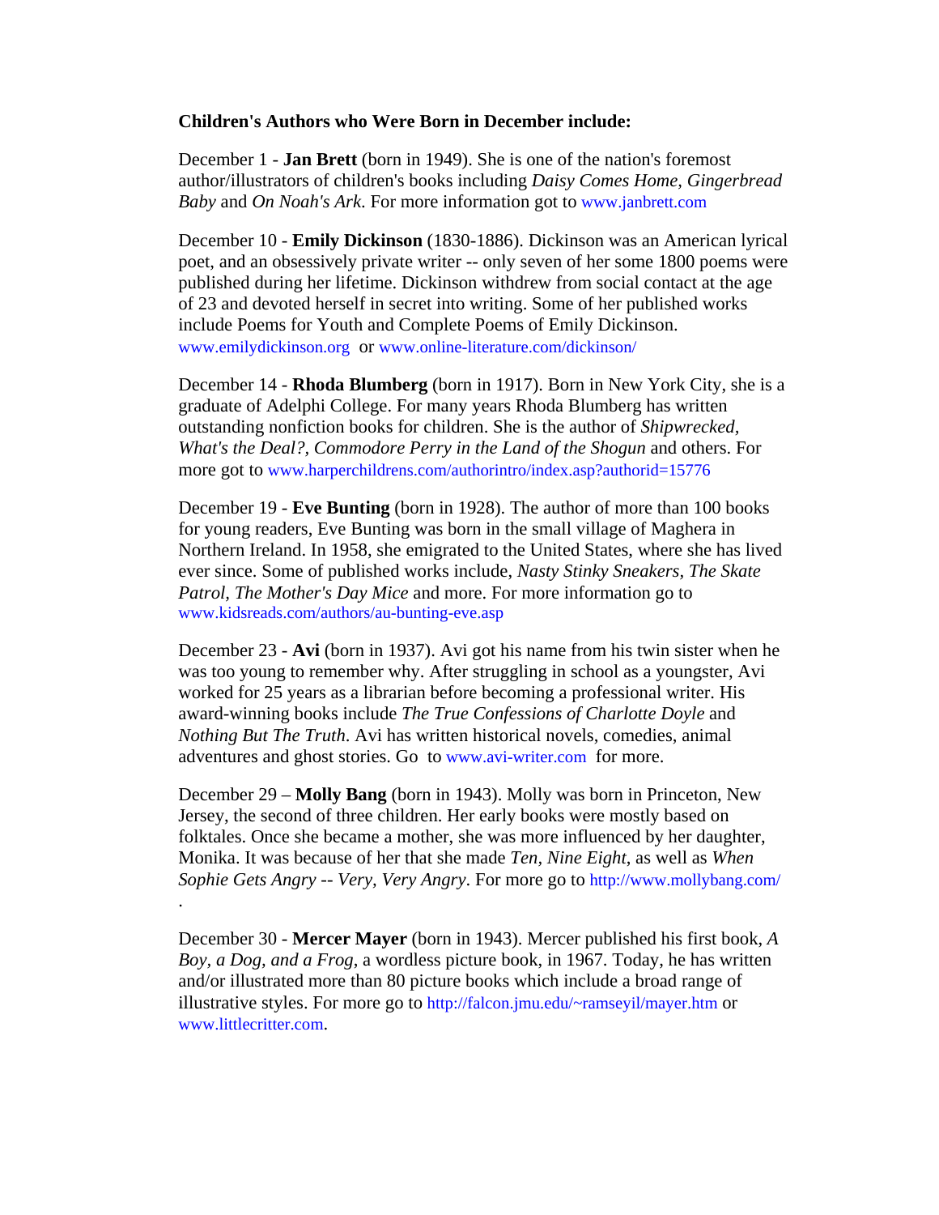**Children's Authors who Were Born in December include:**

December 1 - **Jan Brett** (born in 1949). She is one of the nation's foremost author/illustrators of children's books including *Daisy Comes Home*, *Gingerbread Baby* and *On Noah's Ark*. For more information got to www.janbrett.com

December 10 - **Emily Dickinson** (1830-1886). Dickinson was an American lyrical poet, and an obsessively private writer -- only seven of her some 1800 poems were published during her lifetime. Dickinson withdrew from social contact at the age of 23 and devoted herself in secret into writing. Some of her published works include Poems for Youth and Complete Poems of Emily Dickinson. www.emilydickinson.org or www.online-literature.com/dickinson/

December 14 - **Rhoda Blumberg** (born in 1917). Born in New York City, she is a graduate of Adelphi College. For many years Rhoda Blumberg has written outstanding nonfiction books for children. She is the author of *Shipwrecked, What's the Deal?, Commodore Perry in the Land of the Shogun* and others. For more got to www.harperchildrens.com/authorintro/index.asp?authorid=15776

December 19 - **Eve Bunting** (born in 1928). The author of more than 100 books for young readers, Eve Bunting was born in the small village of Maghera in Northern Ireland. In 1958, she emigrated to the United States, where she has lived ever since. Some of published works include, *Nasty Stinky Sneakers*, *The Skate Patrol, The Mother's Day Mice* and more. For more information go to www.kidsreads.com/authors/au-bunting-eve.asp

December 23 - **Avi** (born in 1937). Avi got his name from his twin sister when he was too young to remember why. After struggling in school as a youngster, Avi worked for 25 years as a librarian before becoming a professional writer. His award-winning books include *The True Confessions of Charlotte Doyle* and *Nothing But The Truth*. Avi has written historical novels, comedies, animal adventures and ghost stories. Go to www.avi-writer.com for more.

December 29 – **Molly Bang** (born in 1943). Molly was born in Princeton, New Jersey, the second of three children. Her early books were mostly based on folktales. Once she became a mother, she was more influenced by her daughter, Monika. It was because of her that she made *Ten, Nine Eight*, as well as *When Sophie Gets Angry -- Very, Very Angry*. For more go to http://www.mollybang.com/ .

December 30 - **Mercer Mayer** (born in 1943). Mercer published his first book, *A Boy, a Dog, and a Frog*, a wordless picture book, in 1967. Today, he has written and/or illustrated more than 80 picture books which include a broad range of illustrative styles. For more go to http://falcon.jmu.edu/~ramseyil/mayer.htm or www.littlecritter.com.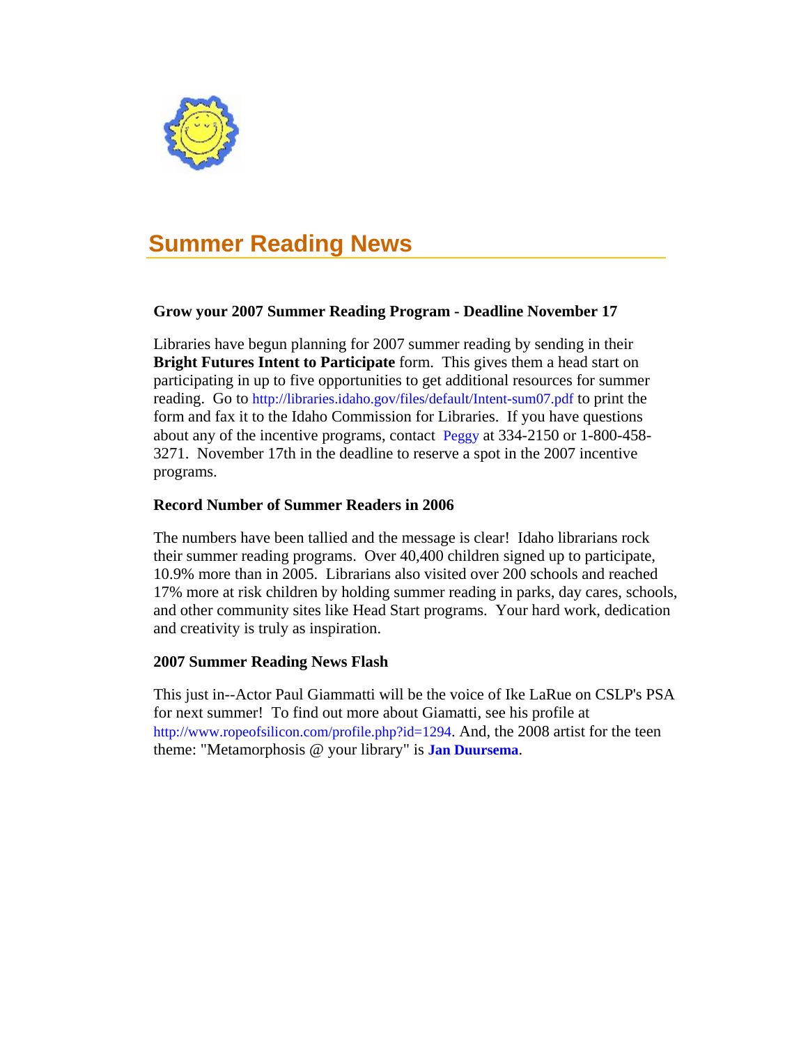## Summer Reading News

### Grow your 2007 Summer Reading Program - Deadline November 17

Libraries have begun planning for 2007 summer reading by sending in their **Bright Futures Intent to Participate** form. This gives them a head start on participating in up to five opportunities to get additional resources for summer reading. Go to http://libraries.idaho.gov/files/default/Intent-sum07.pdf to print the form and fax it to the Idaho Commission for Libraries. If you have questions about any of the incentive programs, contact Peggy at 334-2150 or 1-800-458-3271. November 17th in the deadline to reserve a spot in the 2007 incentive programs.

### Record Number of Summer Readers in 2006

The numbers have been tallied and the message is clear! Idaho librarians rock their summer reading programs. Over 40,400 children signed up to participate, 10.9% more than in 2005. Librarians also visited over 200 schools and reached 17% more at risk children by holding summer reading in parks, day cares, schools, and other community sites like Head Start programs. Your hard work, dedication and creativity is truly as inspiration.

### 2007 Summer Reading News Flash

This just in--Actor Paul Giammatti will be the voice of Ike LaRue on CSLP's PSA for next summer! To find out more about Giamatti, see his profile at http://www.ropeofsilicon.com/profile.php?id=1294. And, the 2008 artist for the teen theme: "Metamorphosis @ your library" is **Jan Duursema**.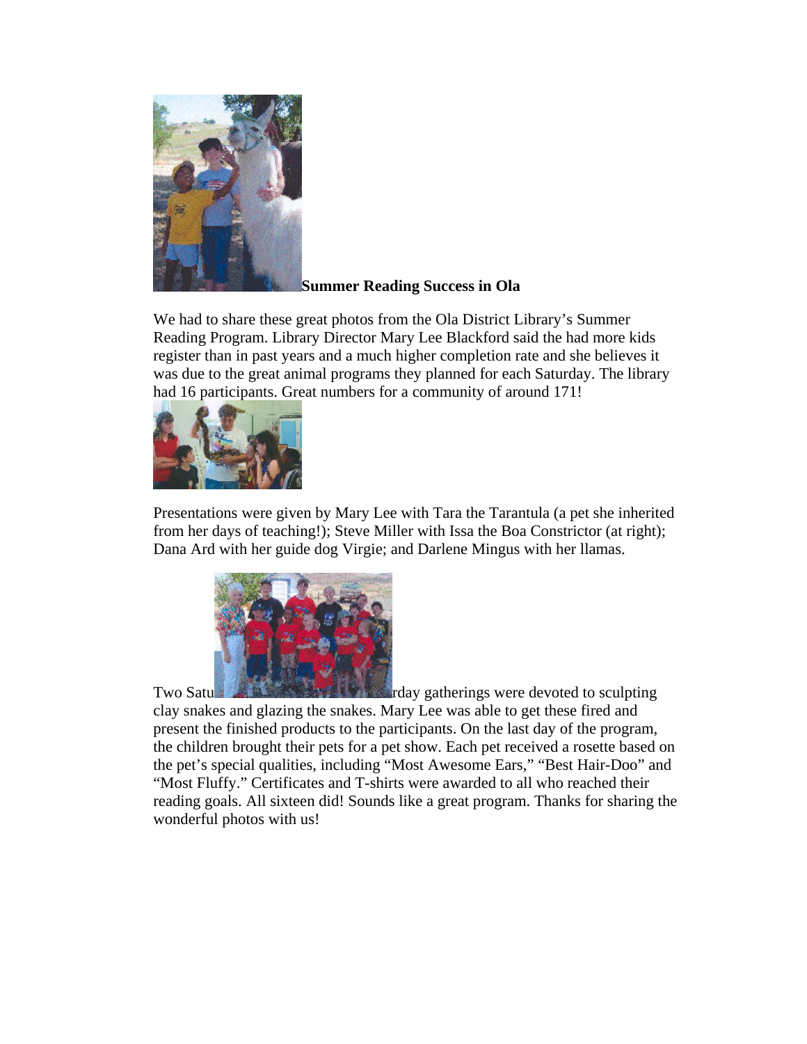**Summer Reading Success in Ola**

We had to share these great photos from the Ola District Library's Summer Reading Program. Library Director Mary Lee Blackford said the had more kids register than in past years and a much higher completion rate and she believes it was due to the great animal programs they planned for each Saturday. The library had 16 participants. Great numbers for a community of around 171!

Presentations were given by Mary Lee with Tara the Tarantula (a pet she inherited from her days of teaching!); Steve Miller with Issa the Boa Constrictor (at right); Dana Ard with her guide dog Virgie; and Darlene Mingus with her llamas.

Two Saturday gatherings were devoted to sculpting clay snakes and glazing the snakes. Mary Lee was able to get these fired and present the finished products to the participants. On the last day of the program, the children brought their pets for a pet show. Each pet received a rosette based on the pet's special qualities, including "Most Awesome Ears," "Best Hair-Doo" and "Most Fluffy." Certificates and T-shirts were awarded to all who reached their reading goals. All sixteen did! Sounds like a great program. Thanks for sharing the wonderful photos with us!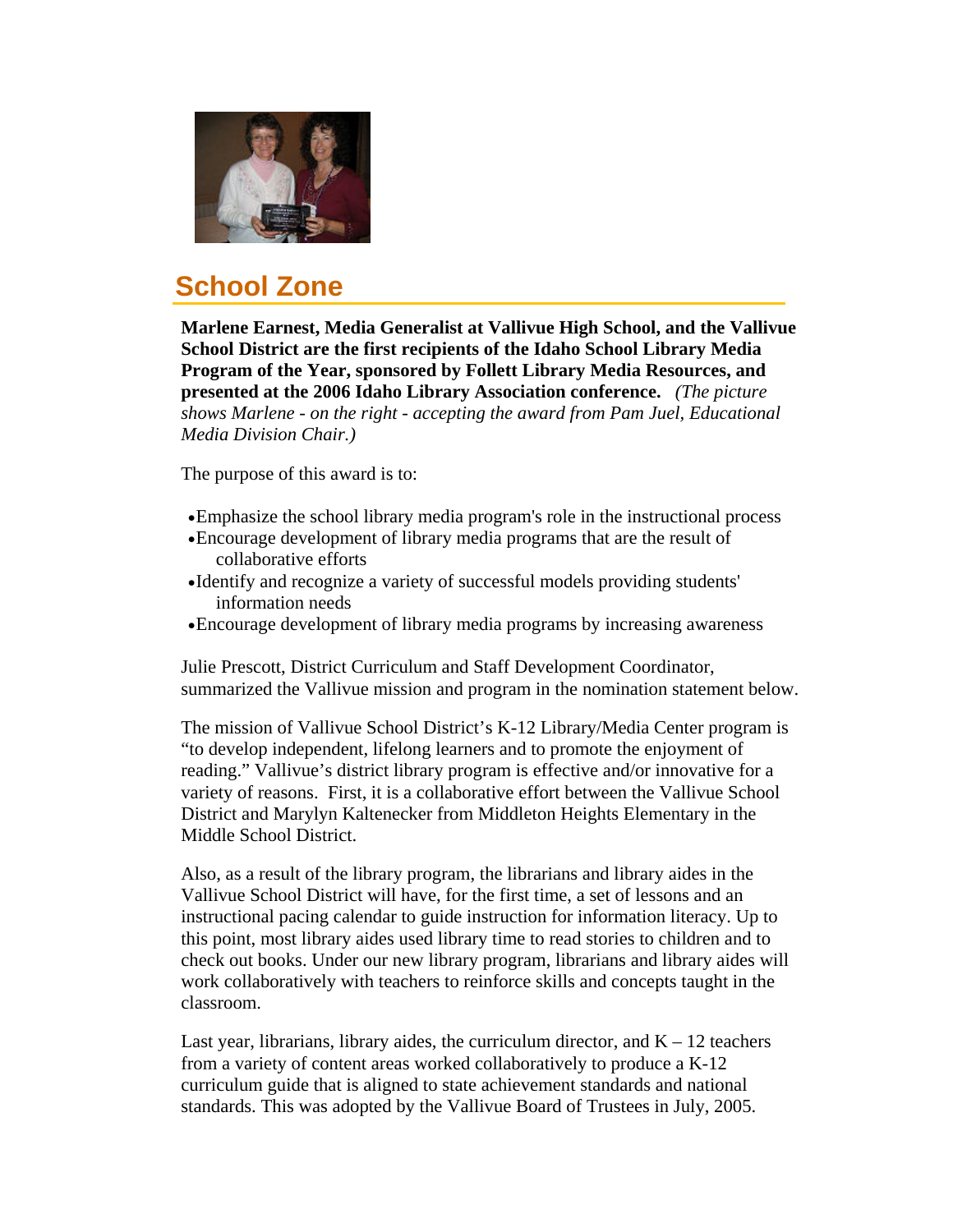## School Zone

**Marlene Earnest, Media Generalist at Vallivue High School, and the Vallivue School District are the first recipients of the Idaho School Library Media Program of the Year, sponsored by Follett Library Media Resources, and presented at the 2006 Idaho Library Association conference.** *(The picture shows Marlene - on the right - accepting the award from Pam Juel, Educational Media Division Chair.)*

The purpose of this award is to:

- Emphasize the school library media program's role in the instructional process
- Encourage development of library media programs that are the result of collaborative efforts
- Identify and recognize a variety of successful models providing students' information needs
- Encourage development of library media programs by increasing awareness

Julie Prescott, District Curriculum and Staff Development Coordinator, summarized the Vallivue mission and program in the nomination statement below.

The mission of Vallivue School District's K-12 Library/Media Center program is "to develop independent, lifelong learners and to promote the enjoyment of reading." Vallivue's district library program is effective and/or innovative for a variety of reasons. First, it is a collaborative effort between the Vallivue School District and Marylyn Kaltenecker from Middleton Heights Elementary in the Middle School District.

Also, as a result of the library program, the librarians and library aides in the Vallivue School District will have, for the first time, a set of lessons and an instructional pacing calendar to guide instruction for information literacy. Up to this point, most library aides used library time to read stories to children and to check out books. Under our new library program, librarians and library aides will work collaboratively with teachers to reinforce skills and concepts taught in the classroom.

Last year, librarians, library aides, the curriculum director, and K – 12 teachers from a variety of content areas worked collaboratively to produce a K-12 curriculum guide that is aligned to state achievement standards and national standards. This was adopted by the Vallivue Board of Trustees in July, 2005.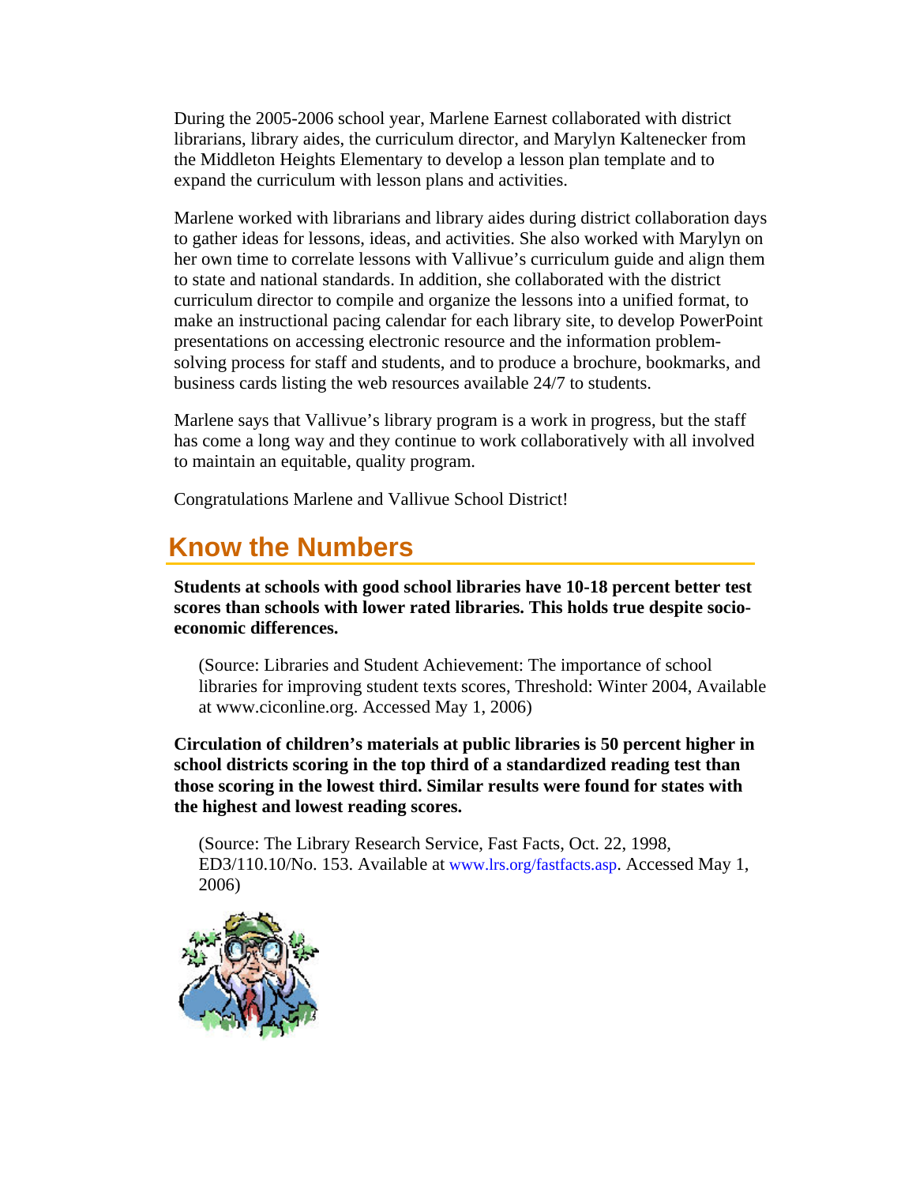During the 2005-2006 school year, Marlene Earnest collaborated with district librarians, library aides, the curriculum director, and Marylyn Kaltenecker from the Middleton Heights Elementary to develop a lesson plan template and to expand the curriculum with lesson plans and activities.

Marlene worked with librarians and library aides during district collaboration days to gather ideas for lessons, ideas, and activities. She also worked with Marylyn on her own time to correlate lessons with Vallivue's curriculum guide and align them to state and national standards. In addition, she collaborated with the district curriculum director to compile and organize the lessons into a unified format, to make an instructional pacing calendar for each library site, to develop PowerPoint presentations on accessing electronic resource and the information problem-solving process for staff and students, and to produce a brochure, bookmarks, and business cards listing the web resources available 24/7 to students.

Marlene says that Vallivue's library program is a work in progress, but the staff has come a long way and they continue to work collaboratively with all involved to maintain an equitable, quality program.

Congratulations Marlene and Vallivue School District!

## Know the Numbers

**Students at schools with good school libraries have 10-18 percent better test scores than schools with lower rated libraries. This holds true despite socio-economic differences.**

> (Source: Libraries and Student Achievement: The importance of school libraries for improving student texts scores, Threshold: Winter 2004, Available at www.ciconline.org. Accessed May 1, 2006)

**Circulation of children's materials at public libraries is 50 percent higher in school districts scoring in the top third of a standardized reading test than those scoring in the lowest third. Similar results were found for states with the highest and lowest reading scores.**

> (Source: The Library Research Service, Fast Facts, Oct. 22, 1998, ED3/110.10/No. 153. Available at www.lrs.org/fastfacts.asp. Accessed May 1, 2006)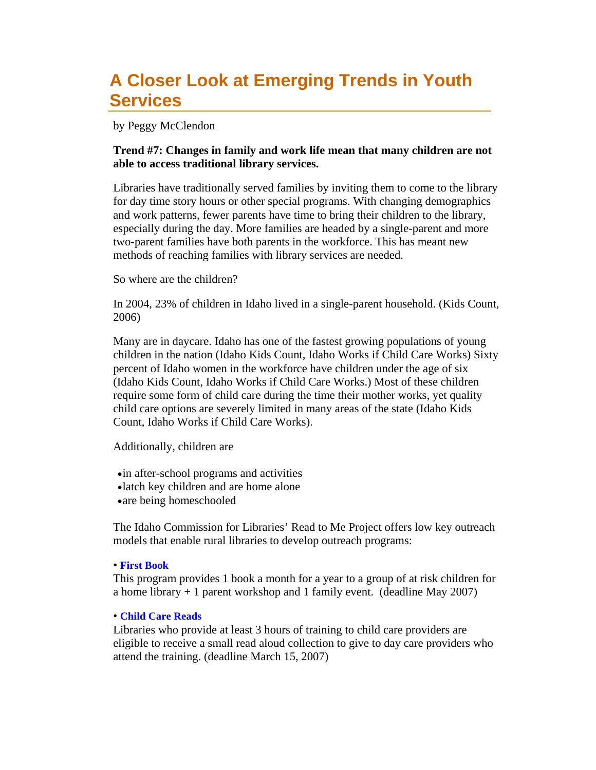# A Closer Look at Emerging Trends in Youth Services

by Peggy McClendon

**Trend #7: Changes in family and work life mean that many children are not able to access traditional library services.**

Libraries have traditionally served families by inviting them to come to the library for day time story hours or other special programs. With changing demographics and work patterns, fewer parents have time to bring their children to the library, especially during the day. More families are headed by a single-parent and more two-parent families have both parents in the workforce. This has meant new methods of reaching families with library services are needed.

So where are the children?

In 2004, 23% of children in Idaho lived in a single-parent household. (Kids Count, 2006)

Many are in daycare. Idaho has one of the fastest growing populations of young children in the nation (Idaho Kids Count, Idaho Works if Child Care Works) Sixty percent of Idaho women in the workforce have children under the age of six (Idaho Kids Count, Idaho Works if Child Care Works.) Most of these children require some form of child care during the time their mother works, yet quality child care options are severely limited in many areas of the state (Idaho Kids Count, Idaho Works if Child Care Works).

Additionally, children are

- in after-school programs and activities
- latch key children and are home alone
- are being homeschooled

The Idaho Commission for Libraries' Read to Me Project offers low key outreach models that enable rural libraries to develop outreach programs:

• **First Book**
This program provides 1 book a month for a year to a group of at risk children for a home library + 1 parent workshop and 1 family event. (deadline May 2007)

• **Child Care Reads**
Libraries who provide at least 3 hours of training to child care providers are eligible to receive a small read aloud collection to give to day care providers who attend the training. (deadline March 15, 2007)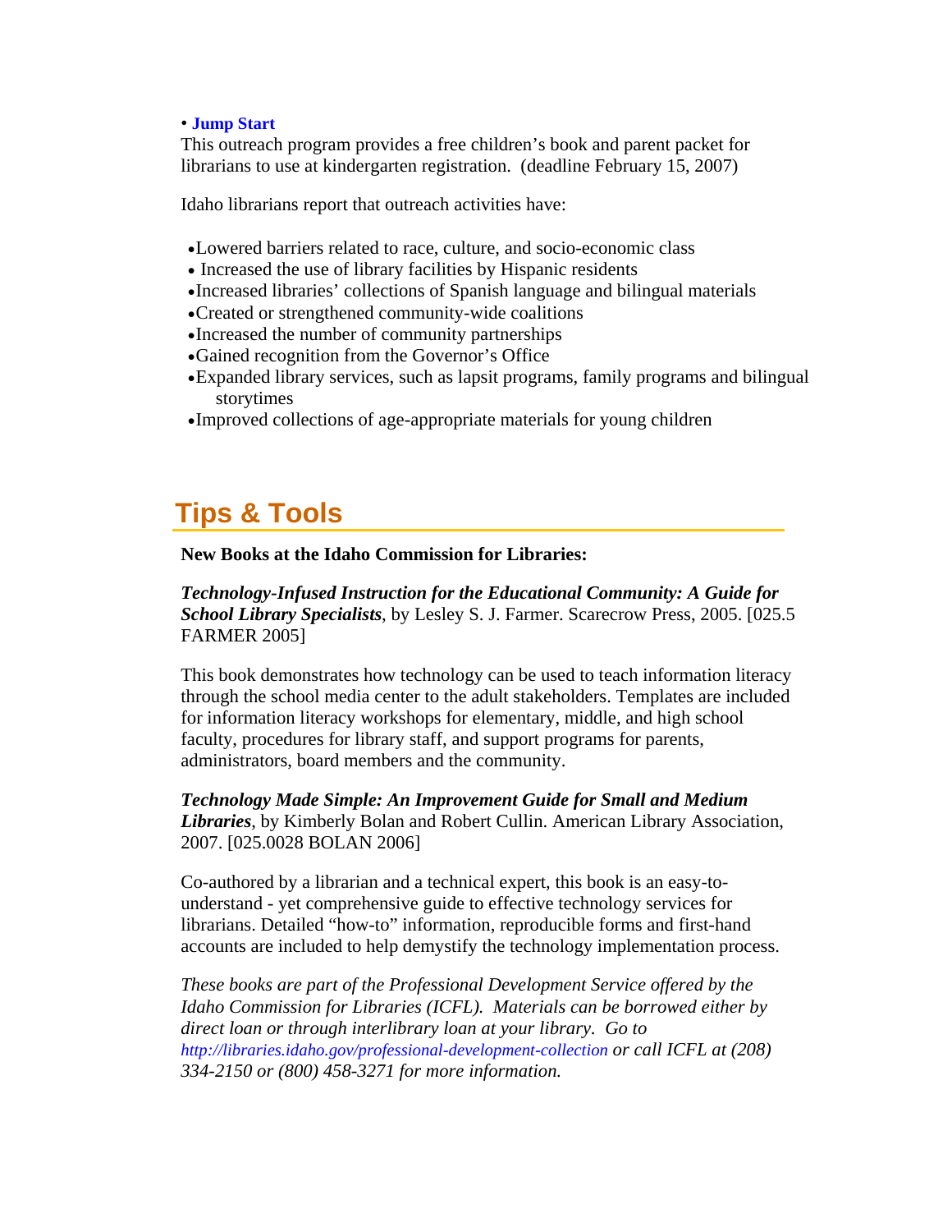• **Jump Start**
This outreach program provides a free children's book and parent packet for librarians to use at kindergarten registration. (deadline February 15, 2007)

Idaho librarians report that outreach activities have:

- Lowered barriers related to race, culture, and socio-economic class
- Increased the use of library facilities by Hispanic residents
- Increased libraries' collections of Spanish language and bilingual materials
- Created or strengthened community-wide coalitions
- Increased the number of community partnerships
- Gained recognition from the Governor's Office
- Expanded library services, such as lapsit programs, family programs and bilingual storytimes
- Improved collections of age-appropriate materials for young children

## Tips & Tools

**New Books at the Idaho Commission for Libraries:**

***Technology-Infused Instruction for the Educational Community: A Guide for School Library Specialists***, by Lesley S. J. Farmer. Scarecrow Press, 2005. [025.5 FARMER 2005]

This book demonstrates how technology can be used to teach information literacy through the school media center to the adult stakeholders. Templates are included for information literacy workshops for elementary, middle, and high school faculty, procedures for library staff, and support programs for parents, administrators, board members and the community.

***Technology Made Simple: An Improvement Guide for Small and Medium Libraries***, by Kimberly Bolan and Robert Cullin. American Library Association, 2007. [025.0028 BOLAN 2006]

Co-authored by a librarian and a technical expert, this book is an easy-to-understand - yet comprehensive guide to effective technology services for librarians. Detailed "how-to" information, reproducible forms and first-hand accounts are included to help demystify the technology implementation process.

*These books are part of the Professional Development Service offered by the Idaho Commission for Libraries (ICFL). Materials can be borrowed either by direct loan or through interlibrary loan at your library. Go to http://libraries.idaho.gov/professional-development-collection or call ICFL at (208) 334-2150 or (800) 458-3271 for more information.*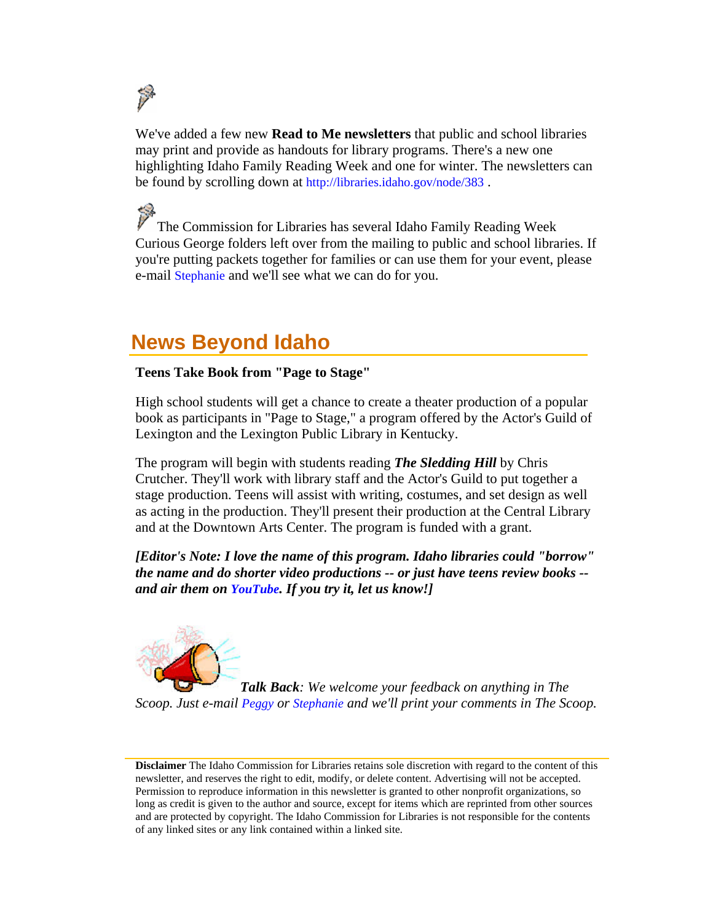We've added a few new **Read to Me newsletters** that public and school libraries may print and provide as handouts for library programs. There's a new one highlighting Idaho Family Reading Week and one for winter. The newsletters can be found by scrolling down at http://libraries.idaho.gov/node/383 .

The Commission for Libraries has several Idaho Family Reading Week Curious George folders left over from the mailing to public and school libraries. If you're putting packets together for families or can use them for your event, please e-mail Stephanie and we'll see what we can do for you.

## News Beyond Idaho

**Teens Take Book from "Page to Stage"**

High school students will get a chance to create a theater production of a popular book as participants in "Page to Stage," a program offered by the Actor's Guild of Lexington and the Lexington Public Library in Kentucky.

The program will begin with students reading ***The Sledding Hill*** by Chris Crutcher. They'll work with library staff and the Actor's Guild to put together a stage production. Teens will assist with writing, costumes, and set design as well as acting in the production. They'll present their production at the Central Library and at the Downtown Arts Center. The program is funded with a grant.

***[Editor's Note: I love the name of this program. Idaho libraries could "borrow" the name and do shorter video productions -- or just have teens review books -- and air them on YouTube. If you try it, let us know!]***

***Talk Back****: We welcome your feedback on anything in The Scoop. Just e-mail Peggy or Stephanie and we'll print your comments in The Scoop.*

**Disclaimer** The Idaho Commission for Libraries retains sole discretion with regard to the content of this newsletter, and reserves the right to edit, modify, or delete content. Advertising will not be accepted. Permission to reproduce information in this newsletter is granted to other nonprofit organizations, so long as credit is given to the author and source, except for items which are reprinted from other sources and are protected by copyright. The Idaho Commission for Libraries is not responsible for the contents of any linked sites or any link contained within a linked site.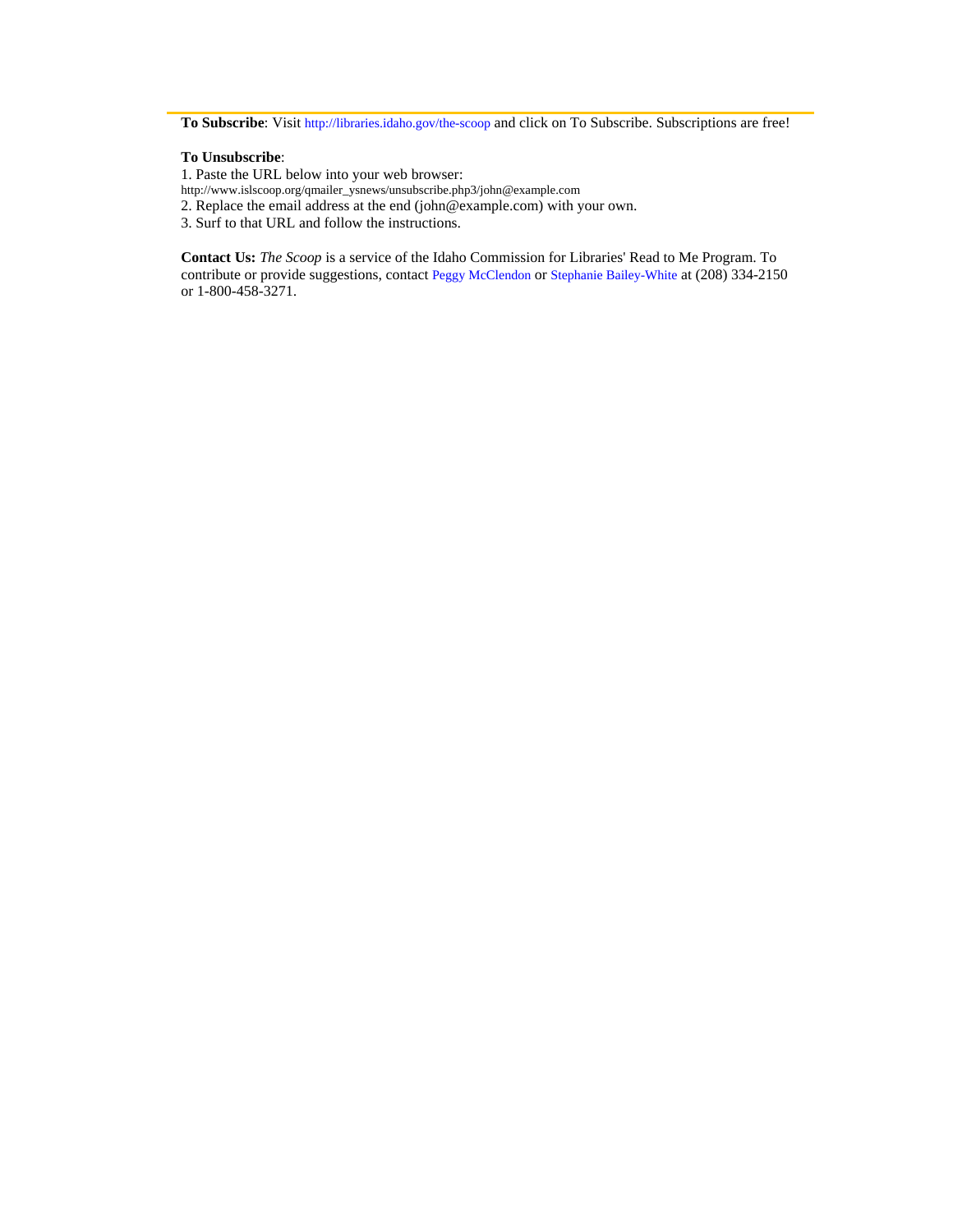---

**To Subscribe**: Visit http://libraries.idaho.gov/the-scoop and click on To Subscribe. Subscriptions are free!

**To Unsubscribe**:

1. Paste the URL below into your web browser:
http://www.islscoop.org/qmailer_ysnews/unsubscribe.php3/john@example.com
2. Replace the email address at the end (john@example.com) with your own.
3. Surf to that URL and follow the instructions.

**Contact Us:** *The Scoop* is a service of the Idaho Commission for Libraries' Read to Me Program. To contribute or provide suggestions, contact Peggy McClendon or Stephanie Bailey-White at (208) 334-2150 or 1-800-458-3271.